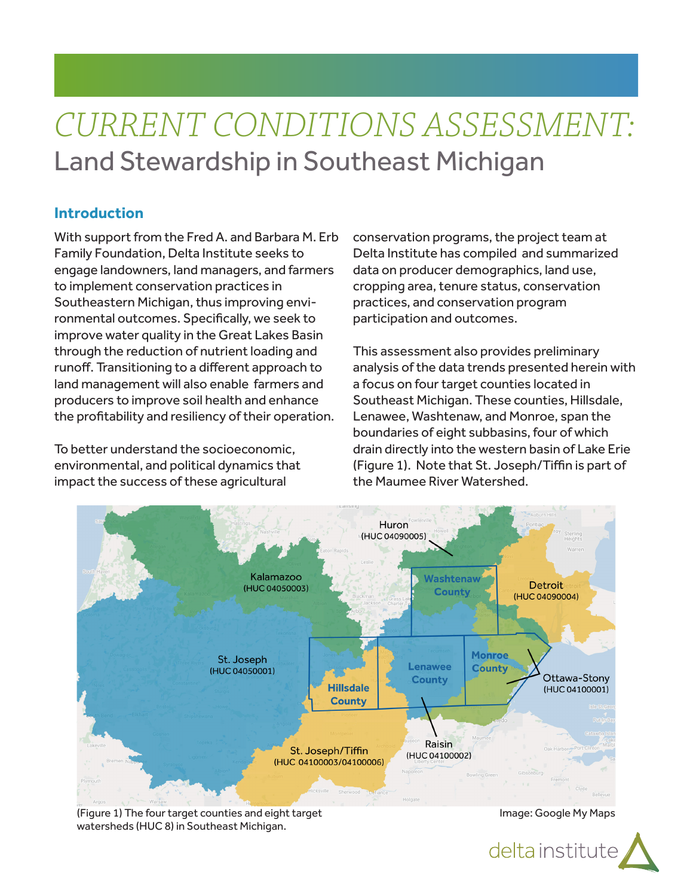# *CURRENT CONDITIONS ASSESSMENT:*

## Land Stewardship in Southeast Michigan

### Introduction

With support from the Fred A. and Barbara M. Erb Family Foundation, Delta Institute seeks to engage landowners, land managers, and farmers to implement conservation practices in Southeastern Michigan, thus improving environmental outcomes. Specifically, we seek to improve water quality in the Great Lakes Basin through the reduction of nutrient loading and runoff. Transitioning to a different approach to land management will also enable farmers and producers to improve soil health and enhance the profitability and resiliency of their operation.

To better understand the socioeconomic, environmental, and political dynamics that impact the success of these agricultural conservation programs, the project team at Delta Institute has compiled and summarized data on producer demographics, land use, cropping area, tenure status, conservation practices, and conservation program participation and outcomes.

This assessment also provides preliminary analysis of the data trends presented herein with a focus on four target counties located in Southeast Michigan. These counties, Hillsdale, Lenawee, Washtenaw, and Monroe, span the boundaries of eight subbasins, four of which drain directly into the western basin of Lake Erie (Figure 1). Note that St. Joseph/Tiffin is part of the Maumee River Watershed.

(Figure 1) The four target counties and eight target watersheds (HUC 8) in Southeast Michigan.

Image: Google My Maps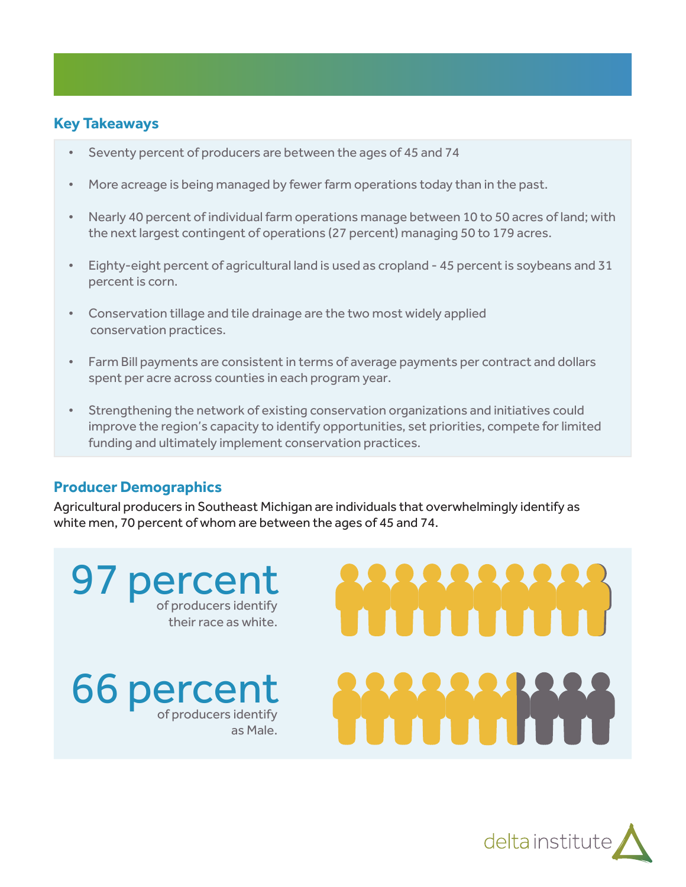## Key Takeaways

- Seventy percent of producers are between the ages of 45 and 74
- More acreage is being managed by fewer farm operations today than in the past.
- Nearly 40 percent of individual farm operations manage between 10 to 50 acres of land; with the next largest contingent of operations (27 percent) managing 50 to 179 acres.
- Eighty-eight percent of agricultural land is used as cropland - 45 percent is soybeans and 31 percent is corn.
- Conservation tillage and tile drainage are the two most widely applied conservation practices.
- Farm Bill payments are consistent in terms of average payments per contract and dollars spent per acre across counties in each program year.
- Strengthening the network of existing conservation organizations and initiatives could improve the region's capacity to identify opportunities, set priorities, compete for limited funding and ultimately implement conservation practices.

## Producer Demographics

Agricultural producers in Southeast Michigan are individuals that overwhelmingly identify as white men, 70 percent of whom are between the ages of 45 and 74.

**97 percent** of producers identify their race as white.

**66 percent** of producers identify as Male.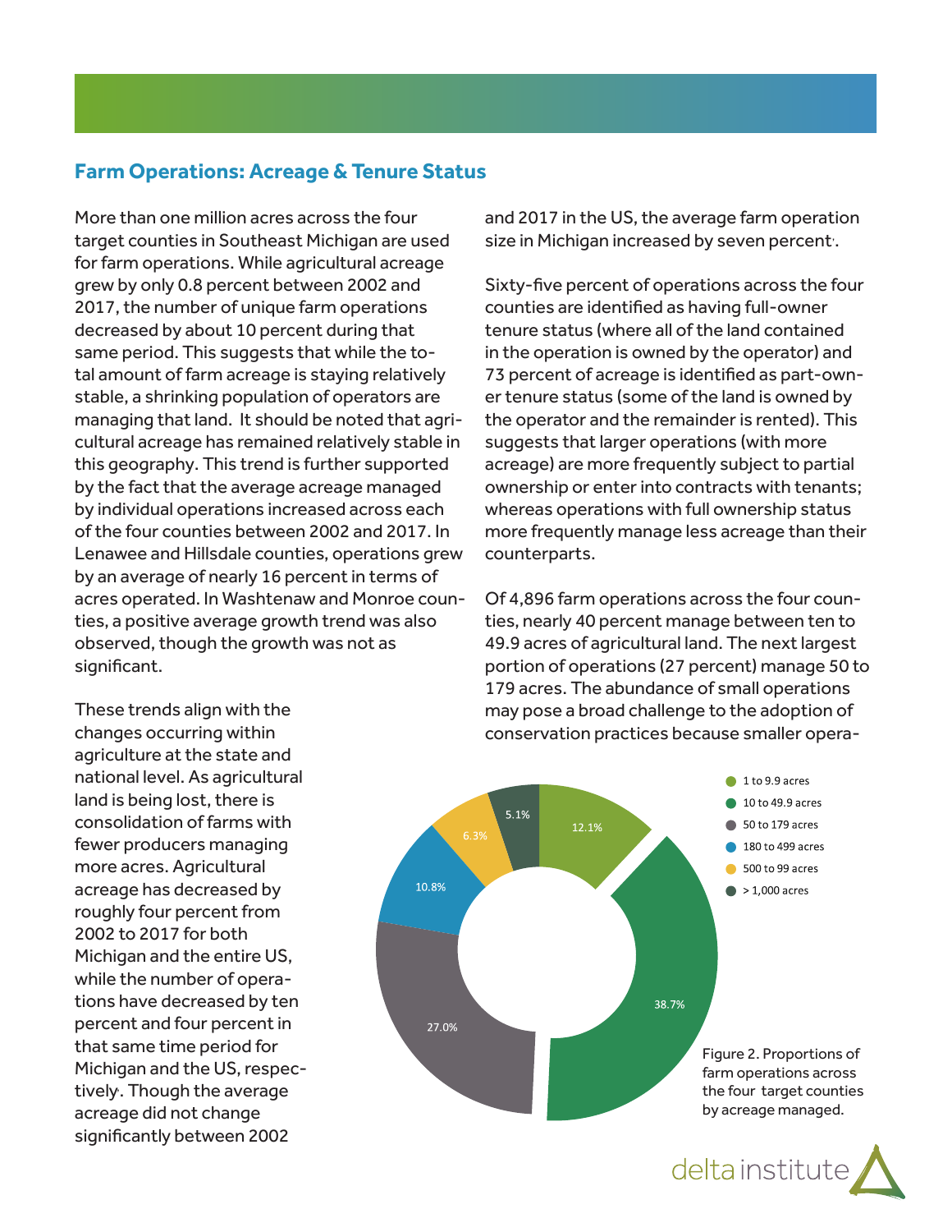## Farm Operations: Acreage & Tenure Status

More than one million acres across the four target counties in Southeast Michigan are used for farm operations. While agricultural acreage grew by only 0.8 percent between 2002 and 2017, the number of unique farm operations decreased by about 10 percent during that same period. This suggests that while the total amount of farm acreage is staying relatively stable, a shrinking population of operators are managing that land. It should be noted that agricultural acreage has remained relatively stable in this geography. This trend is further supported by the fact that the average acreage managed by individual operations increased across each of the four counties between 2002 and 2017. In Lenawee and Hillsdale counties, operations grew by an average of nearly 16 percent in terms of acres operated. In Washtenaw and Monroe counties, a positive average growth trend was also observed, though the growth was not as significant.

These trends align with the changes occurring within agriculture at the state and national level. As agricultural land is being lost, there is consolidation of farms with fewer producers managing more acres. Agricultural acreage has decreased by roughly four percent from 2002 to 2017 for both Michigan and the entire US, while the number of operations have decreased by ten percent and four percent in that same time period for Michigan and the US, respectively. Though the average acreage did not change significantly between 2002 and 2017 in the US, the average farm operation size in Michigan increased by seven percent.

Sixty-five percent of operations across the four counties are identified as having full-owner tenure status (where all of the land contained in the operation is owned by the operator) and 73 percent of acreage is identified as part-owner tenure status (some of the land is owned by the operator and the remainder is rented). This suggests that larger operations (with more acreage) are more frequently subject to partial ownership or enter into contracts with tenants; whereas operations with full ownership status more frequently manage less acreage than their counterparts.

Of 4,896 farm operations across the four counties, nearly 40 percent manage between ten to 49.9 acres of agricultural land. The next largest portion of operations (27 percent) manage 50 to 179 acres. The abundance of small operations may pose a broad challenge to the adoption of conservation practices because smaller opera-

| Acreage managed | Proportion of operations |
|---|---|
| 1 to 9.9 acres | 12.1% |
| 10 to 49.9 acres | 38.7% |
| 50 to 179 acres | 27.0% |
| 180 to 499 acres | 10.8% |
| 500 to 99 acres | 6.3% |
| > 1,000 acres | 5.1% |

Figure 2. Proportions of farm operations across the four target counties by acreage managed.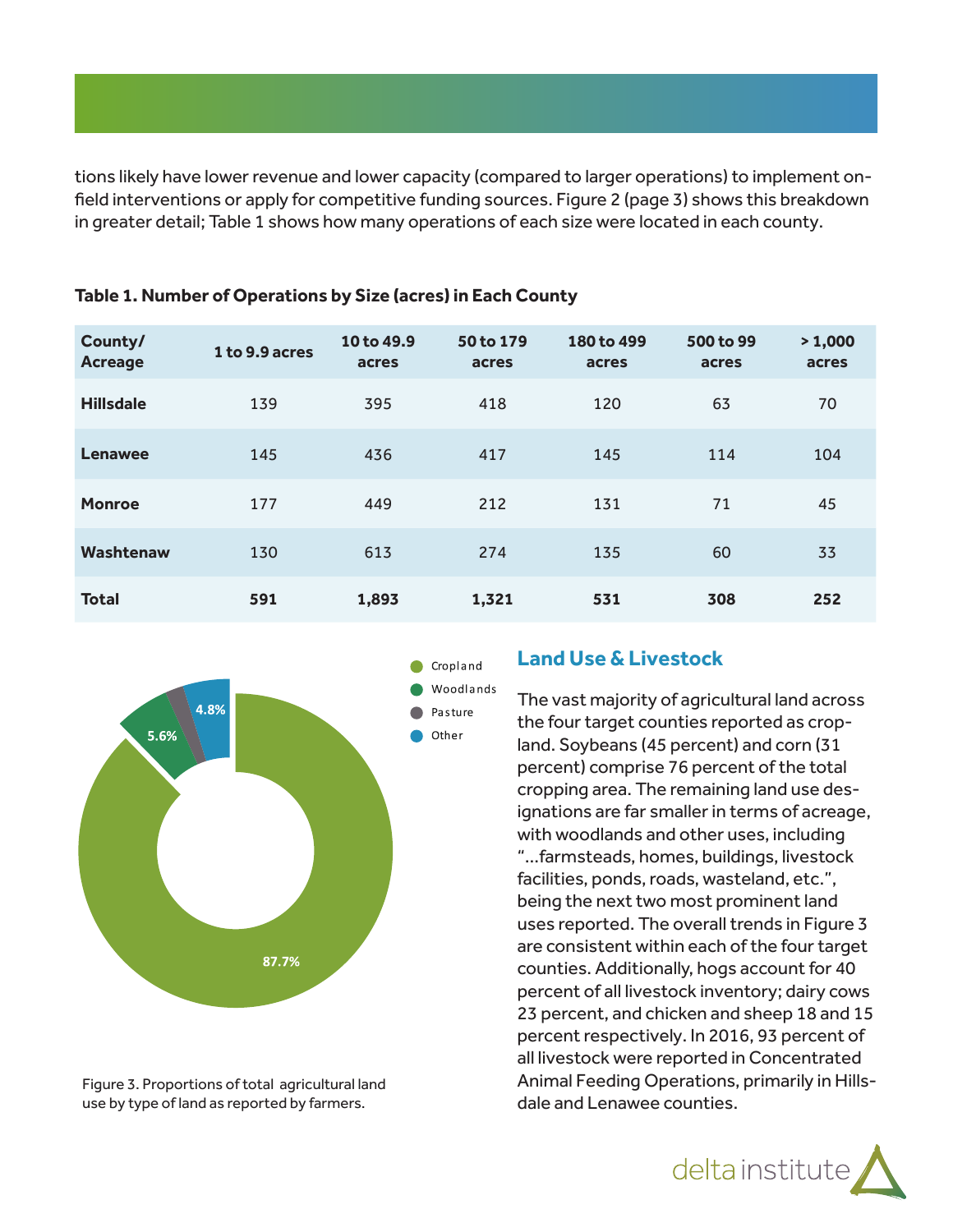tions likely have lower revenue and lower capacity (compared to larger operations) to implement on-field interventions or apply for competitive funding sources. Figure 2 (page 3) shows this breakdown in greater detail; Table 1 shows how many operations of each size were located in each county.

**Table 1. Number of Operations by Size (acres) in Each County**

| County/ Acreage | 1 to 9.9 acres | 10 to 49.9 acres | 50 to 179 acres | 180 to 499 acres | 500 to 99 acres | > 1,000 acres |
|---|---|---|---|---|---|---|
| **Hillsdale** | 139 | 395 | 418 | 120 | 63 | 70 |
| **Lenawee** | 145 | 436 | 417 | 145 | 114 | 104 |
| **Monroe** | 177 | 449 | 212 | 131 | 71 | 45 |
| **Washtenaw** | 130 | 613 | 274 | 135 | 60 | 33 |
| **Total** | **591** | **1,893** | **1,321** | **531** | **308** | **252** |

Cropland
Woodlands
Pasture
Other

4.8%
5.6%
87.7%

Figure 3. Proportions of total agricultural land use by type of land as reported by farmers.

## Land Use & Livestock

The vast majority of agricultural land across the four target counties reported as cropland. Soybeans (45 percent) and corn (31 percent) comprise 76 percent of the total cropping area. The remaining land use designations are far smaller in terms of acreage, with woodlands and other uses, including "...farmsteads, homes, buildings, livestock facilities, ponds, roads, wasteland, etc.", being the next two most prominent land uses reported. The overall trends in Figure 3 are consistent within each of the four target counties. Additionally, hogs account for 40 percent of all livestock inventory; dairy cows 23 percent, and chicken and sheep 18 and 15 percent respectively. In 2016, 93 percent of all livestock were reported in Concentrated Animal Feeding Operations, primarily in Hillsdale and Lenawee counties.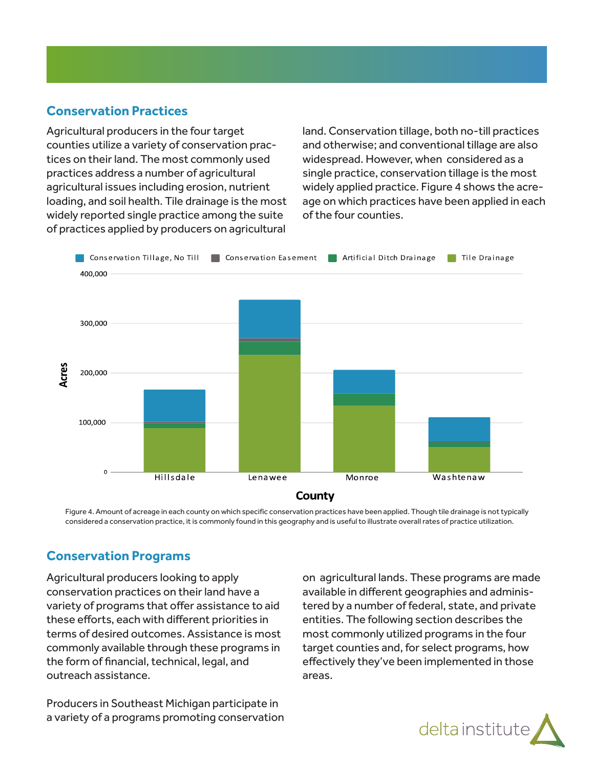## Conservation Practices

Agricultural producers in the four target counties utilize a variety of conservation practices on their land. The most commonly used practices address a number of agricultural agricultural issues including erosion, nutrient loading, and soil health. Tile drainage is the most widely reported single practice among the suite of practices applied by producers on agricultural land. Conservation tillage, both no-till practices and otherwise; and conventional tillage are also widespread. However, when considered as a single practice, conservation tillage is the most widely applied practice. Figure 4 shows the acreage on which practices have been applied in each of the four counties.

Figure 4. Amount of acreage in each county on which specific conservation practices have been applied. Though tile drainage is not typically considered a conservation practice, it is commonly found in this geography and is useful to illustrate overall rates of practice utilization.

## Conservation Programs

Agricultural producers looking to apply conservation practices on their land have a variety of programs that offer assistance to aid these efforts, each with different priorities in terms of desired outcomes. Assistance is most commonly available through these programs in the form of financial, technical, legal, and outreach assistance.

Producers in Southeast Michigan participate in a variety of a programs promoting conservation on agricultural lands. These programs are made available in different geographies and administered by a number of federal, state, and private entities. The following section describes the most commonly utilized programs in the four target counties and, for select programs, how effectively they've been implemented in those areas.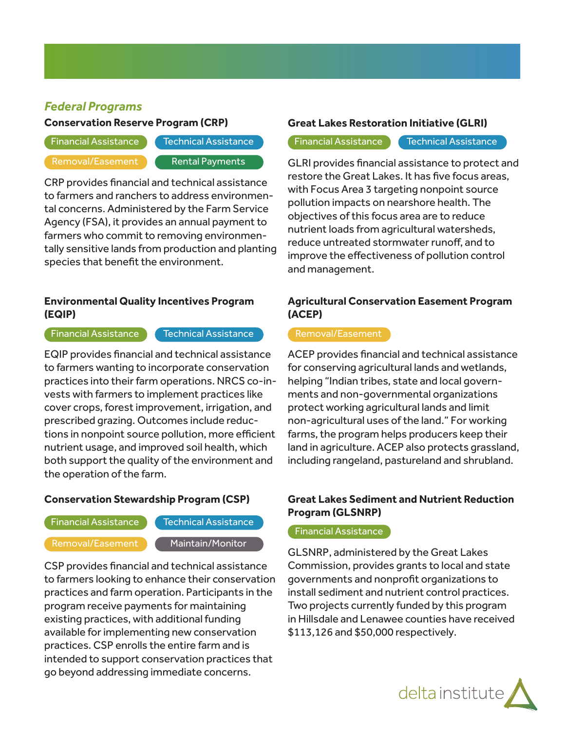## *Federal Programs*

### Conservation Reserve Program (CRP)

Financial Assistance | Technical Assistance | Removal/Easement | Rental Payments

CRP provides financial and technical assistance to farmers and ranchers to address environmental concerns. Administered by the Farm Service Agency (FSA), it provides an annual payment to farmers who commit to removing environmentally sensitive lands from production and planting species that benefit the environment.

### Environmental Quality Incentives Program (EQIP)

Financial Assistance | Technical Assistance

EQIP provides financial and technical assistance to farmers wanting to incorporate conservation practices into their farm operations. NRCS co-invests with farmers to implement practices like cover crops, forest improvement, irrigation, and prescribed grazing. Outcomes include reductions in nonpoint source pollution, more efficient nutrient usage, and improved soil health, which both support the quality of the environment and the operation of the farm.

### Conservation Stewardship Program (CSP)

Financial Assistance | Technical Assistance | Removal/Easement | Maintain/Monitor

CSP provides financial and technical assistance to farmers looking to enhance their conservation practices and farm operation. Participants in the program receive payments for maintaining existing practices, with additional funding available for implementing new conservation practices. CSP enrolls the entire farm and is intended to support conservation practices that go beyond addressing immediate concerns.

### Great Lakes Restoration Initiative (GLRI)

Financial Assistance | Technical Assistance

GLRI provides financial assistance to protect and restore the Great Lakes. It has five focus areas, with Focus Area 3 targeting nonpoint source pollution impacts on nearshore health. The objectives of this focus area are to reduce nutrient loads from agricultural watersheds, reduce untreated stormwater runoff, and to improve the effectiveness of pollution control and management.

### Agricultural Conservation Easement Program (ACEP)

Removal/Easement

ACEP provides financial and technical assistance for conserving agricultural lands and wetlands, helping "Indian tribes, state and local governments and non-governmental organizations protect working agricultural lands and limit non-agricultural uses of the land." For working farms, the program helps producers keep their land in agriculture. ACEP also protects grassland, including rangeland, pastureland and shrubland.

### Great Lakes Sediment and Nutrient Reduction Program (GLSNRP)

Financial Assistance

GLSNRP, administered by the Great Lakes Commission, provides grants to local and state governments and nonprofit organizations to install sediment and nutrient control practices. Two projects currently funded by this program in Hillsdale and Lenawee counties have received $113,126 and $50,000 respectively.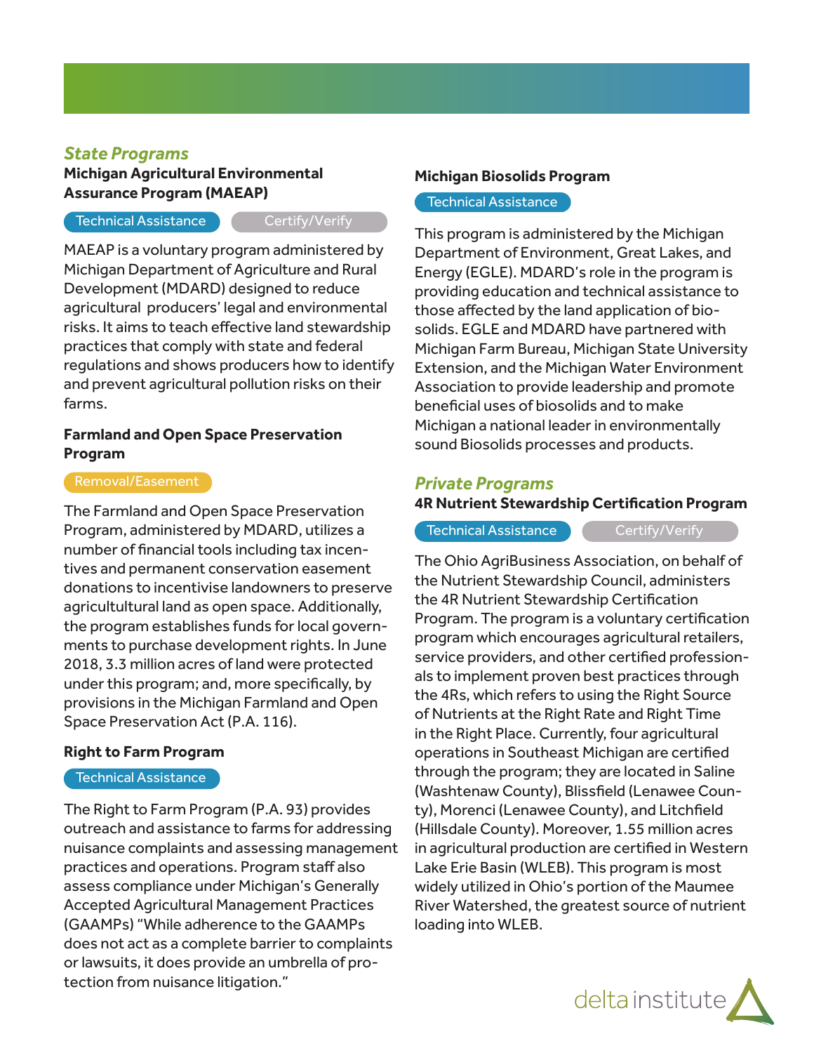## *State Programs*

### Michigan Agricultural Environmental Assurance Program (MAEAP)

Technical Assistance | Certify/Verify

MAEAP is a voluntary program administered by Michigan Department of Agriculture and Rural Development (MDARD) designed to reduce agricultural producers' legal and environmental risks. It aims to teach effective land stewardship practices that comply with state and federal regulations and shows producers how to identify and prevent agricultural pollution risks on their farms.

### Farmland and Open Space Preservation Program

Removal/Easement

The Farmland and Open Space Preservation Program, administered by MDARD, utilizes a number of financial tools including tax incentives and permanent conservation easement donations to incentivise landowners to preserve agricultultural land as open space. Additionally, the program establishes funds for local governments to purchase development rights. In June 2018, 3.3 million acres of land were protected under this program; and, more specifically, by provisions in the Michigan Farmland and Open Space Preservation Act (P.A. 116).

### Right to Farm Program

Technical Assistance

The Right to Farm Program (P.A. 93) provides outreach and assistance to farms for addressing nuisance complaints and assessing management practices and operations. Program staff also assess compliance under Michigan's Generally Accepted Agricultural Management Practices (GAAMPs) "While adherence to the GAAMPs does not act as a complete barrier to complaints or lawsuits, it does provide an umbrella of protection from nuisance litigation."

### Michigan Biosolids Program

Technical Assistance

This program is administered by the Michigan Department of Environment, Great Lakes, and Energy (EGLE). MDARD's role in the program is providing education and technical assistance to those affected by the land application of biosolids. EGLE and MDARD have partnered with Michigan Farm Bureau, Michigan State University Extension, and the Michigan Water Environment Association to provide leadership and promote beneficial uses of biosolids and to make Michigan a national leader in environmentally sound Biosolids processes and products.

## *Private Programs*

### 4R Nutrient Stewardship Certification Program

Technical Assistance | Certify/Verify

The Ohio AgriBusiness Association, on behalf of the Nutrient Stewardship Council, administers the 4R Nutrient Stewardship Certification Program. The program is a voluntary certification program which encourages agricultural retailers, service providers, and other certified professionals to implement proven best practices through the 4Rs, which refers to using the Right Source of Nutrients at the Right Rate and Right Time in the Right Place. Currently, four agricultural operations in Southeast Michigan are certified through the program; they are located in Saline (Washtenaw County), Blissfield (Lenawee County), Morenci (Lenawee County), and Litchfield (Hillsdale County). Moreover, 1.55 million acres in agricultural production are certified in Western Lake Erie Basin (WLEB). This program is most widely utilized in Ohio's portion of the Maumee River Watershed, the greatest source of nutrient loading into WLEB.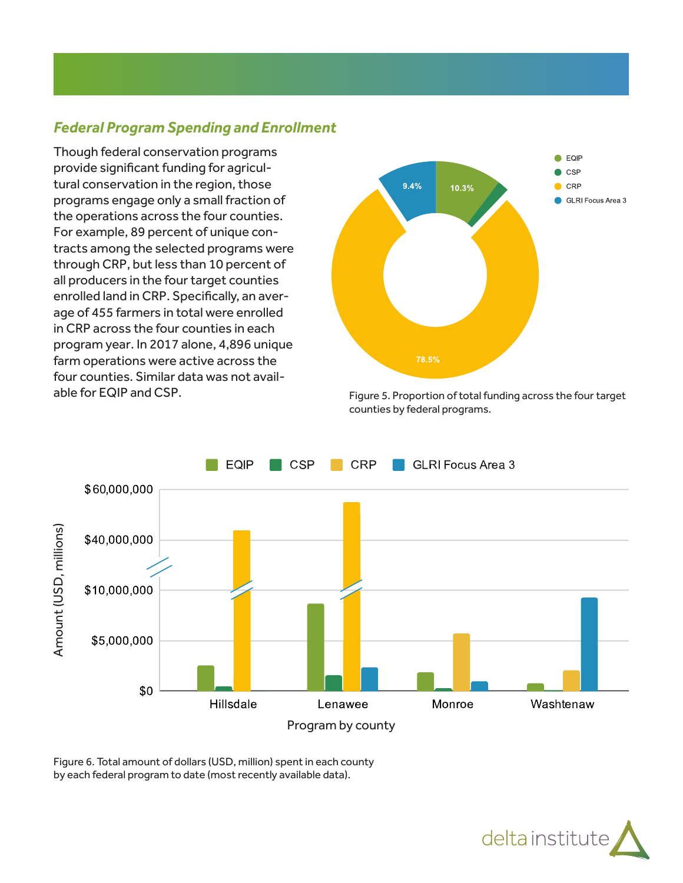## *Federal Program Spending and Enrollment*

Though federal conservation programs provide significant funding for agricultural conservation in the region, those programs engage only a small fraction of the operations across the four counties. For example, 89 percent of unique contracts among the selected programs were through CRP, but less than 10 percent of all producers in the four target counties enrolled land in CRP. Specifically, an average of 455 farmers in total were enrolled in CRP across the four counties in each program year. In 2017 alone, 4,896 unique farm operations were active across the four counties. Similar data was not available for EQIP and CSP.

Figure 5. Proportion of total funding across the four target counties by federal programs.

Figure 6. Total amount of dollars (USD, million) spent in each county by each federal program to date (most recently available data).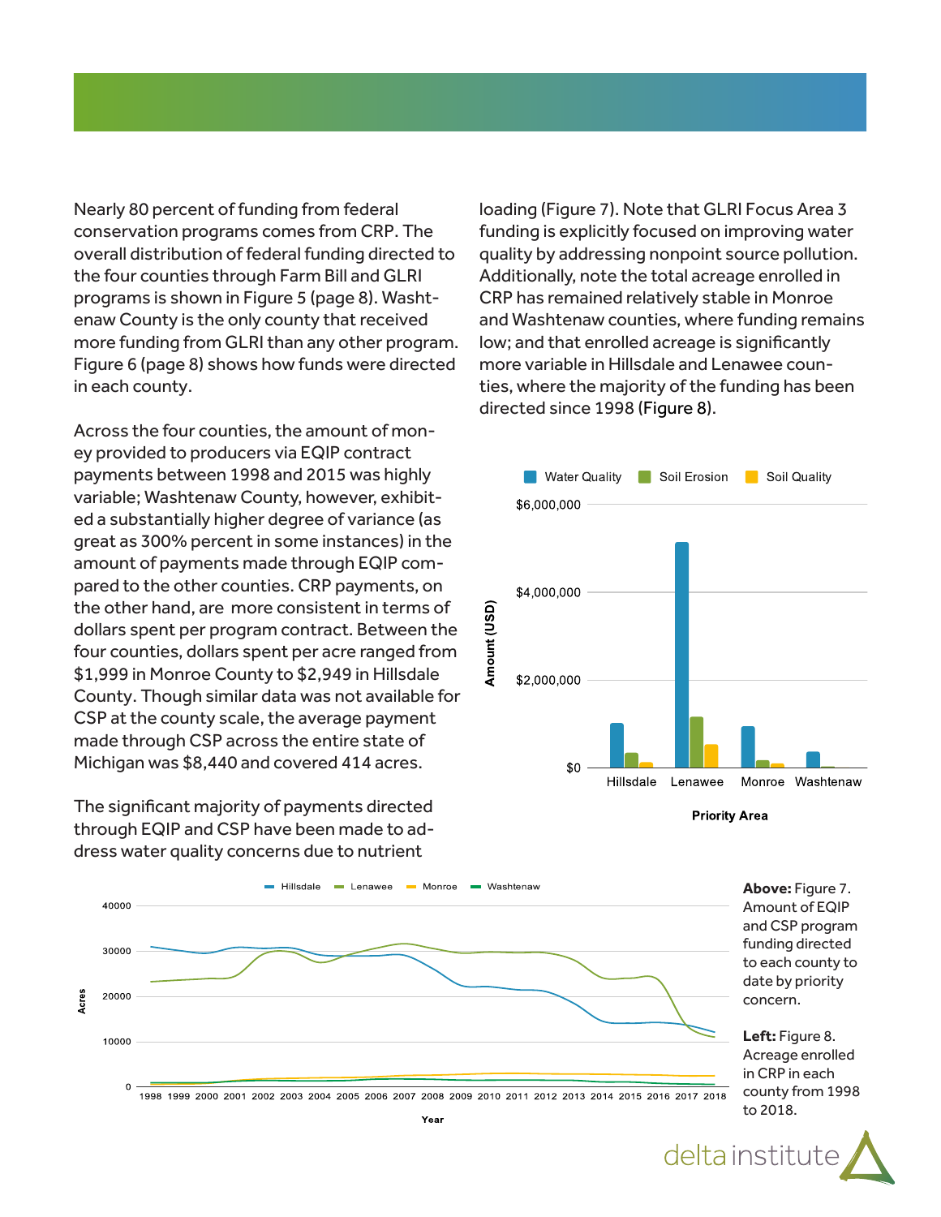Nearly 80 percent of funding from federal conservation programs comes from CRP. The overall distribution of federal funding directed to the four counties through Farm Bill and GLRI programs is shown in Figure 5 (page 8). Washtenaw County is the only county that received more funding from GLRI than any other program. Figure 6 (page 8) shows how funds were directed in each county.

Across the four counties, the amount of money provided to producers via EQIP contract payments between 1998 and 2015 was highly variable; Washtenaw County, however, exhibited a substantially higher degree of variance (as great as 300% percent in some instances) in the amount of payments made through EQIP compared to the other counties. CRP payments, on the other hand, are more consistent in terms of dollars spent per program contract. Between the four counties, dollars spent per acre ranged from $1,999 in Monroe County to $2,949 in Hillsdale County. Though similar data was not available for CSP at the county scale, the average payment made through CSP across the entire state of Michigan was $8,440 and covered 414 acres.

The significant majority of payments directed through EQIP and CSP have been made to address water quality concerns due to nutrient loading (Figure 7). Note that GLRI Focus Area 3 funding is explicitly focused on improving water quality by addressing nonpoint source pollution. Additionally, note the total acreage enrolled in CRP has remained relatively stable in Monroe and Washtenaw counties, where funding remains low; and that enrolled acreage is significantly more variable in Hillsdale and Lenawee counties, where the majority of the funding has been directed since 1998 (Figure 8).

**Above:** Figure 7. Amount of EQIP and CSP program funding directed to each county to date by priority concern.

**Left:** Figure 8. Acreage enrolled in CRP in each county from 1998 to 2018.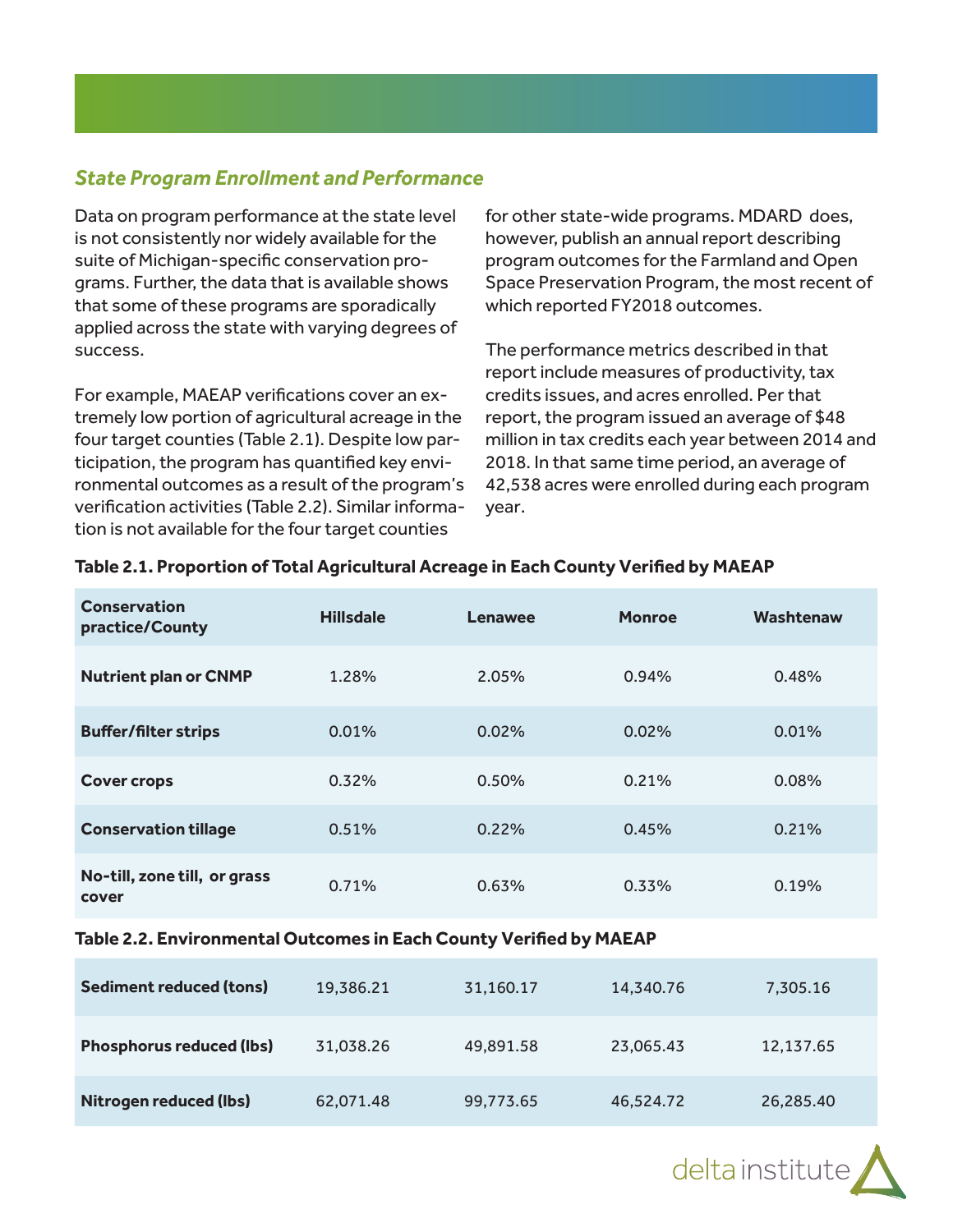### *State Program Enrollment and Performance*

Data on program performance at the state level is not consistently nor widely available for the suite of Michigan-specific conservation programs. Further, the data that is available shows that some of these programs are sporadically applied across the state with varying degrees of success.

For example, MAEAP verifications cover an extremely low portion of agricultural acreage in the four target counties (Table 2.1). Despite low participation, the program has quantified key environmental outcomes as a result of the program's verification activities (Table 2.2). Similar information is not available for the four target counties for other state-wide programs. MDARD does, however, publish an annual report describing program outcomes for the Farmland and Open Space Preservation Program, the most recent of which reported FY2018 outcomes.

The performance metrics described in that report include measures of productivity, tax credits issues, and acres enrolled. Per that report, the program issued an average of $48 million in tax credits each year between 2014 and 2018. In that same time period, an average of 42,538 acres were enrolled during each program year.

**Table 2.1. Proportion of Total Agricultural Acreage in Each County Verified by MAEAP**

| Conservation practice/County | Hillsdale | Lenawee | Monroe | Washtenaw |
|---|---|---|---|---|
| **Nutrient plan or CNMP** | 1.28% | 2.05% | 0.94% | 0.48% |
| **Buffer/filter strips** | 0.01% | 0.02% | 0.02% | 0.01% |
| **Cover crops** | 0.32% | 0.50% | 0.21% | 0.08% |
| **Conservation tillage** | 0.51% | 0.22% | 0.45% | 0.21% |
| **No-till, zone till, or grass cover** | 0.71% | 0.63% | 0.33% | 0.19% |

**Table 2.2. Environmental Outcomes in Each County Verified by MAEAP**

| | Hillsdale | Lenawee | Monroe | Washtenaw |
|---|---|---|---|---|
| **Sediment reduced (tons)** | 19,386.21 | 31,160.17 | 14,340.76 | 7,305.16 |
| **Phosphorus reduced (lbs)** | 31,038.26 | 49,891.58 | 23,065.43 | 12,137.65 |
| **Nitrogen reduced (lbs)** | 62,071.48 | 99,773.65 | 46,524.72 | 26,285.40 |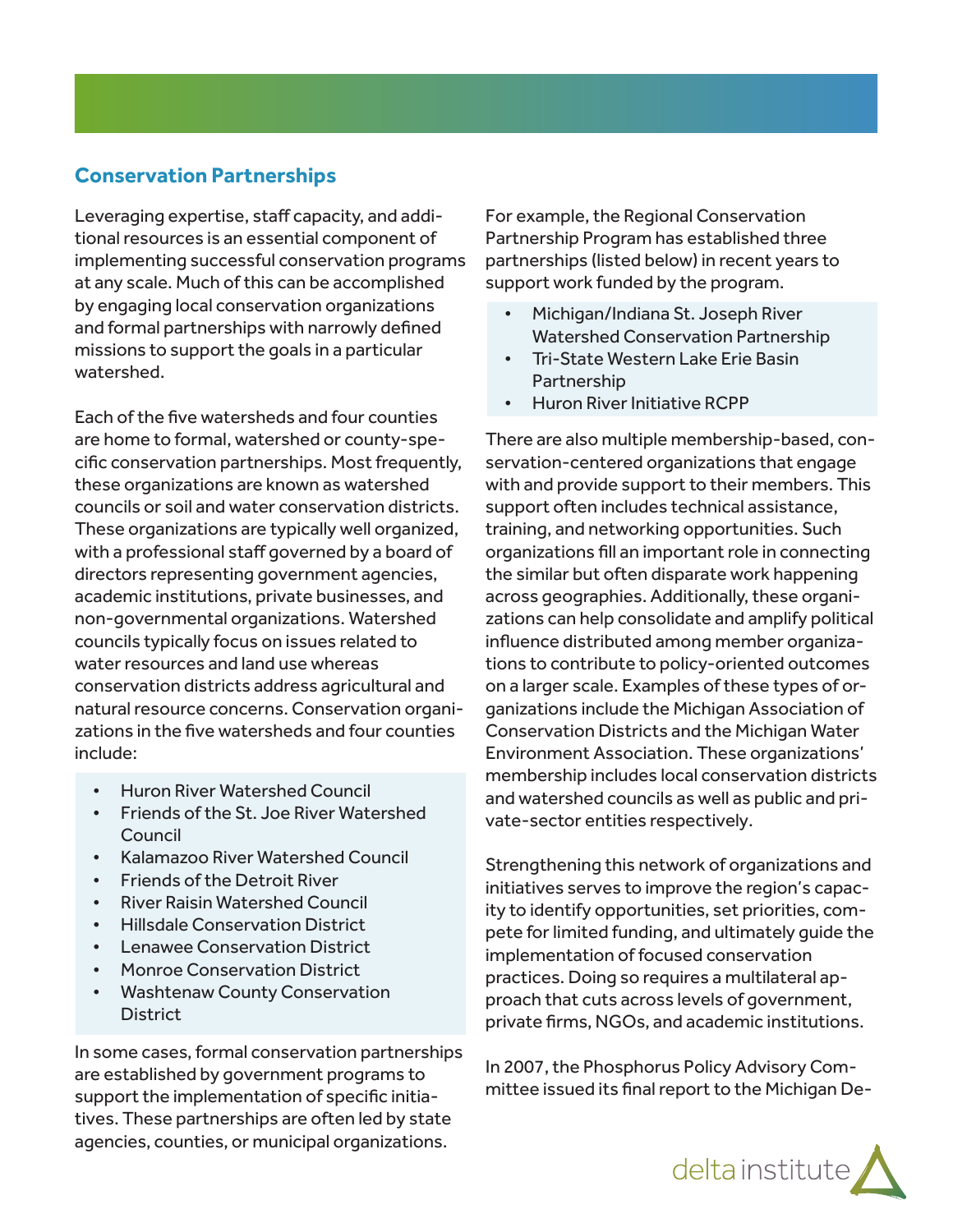## Conservation Partnerships

Leveraging expertise, staff capacity, and additional resources is an essential component of implementing successful conservation programs at any scale. Much of this can be accomplished by engaging local conservation organizations and formal partnerships with narrowly defined missions to support the goals in a particular watershed.

Each of the five watersheds and four counties are home to formal, watershed or county-specific conservation partnerships. Most frequently, these organizations are known as watershed councils or soil and water conservation districts. These organizations are typically well organized, with a professional staff governed by a board of directors representing government agencies, academic institutions, private businesses, and non-governmental organizations. Watershed councils typically focus on issues related to water resources and land use whereas conservation districts address agricultural and natural resource concerns. Conservation organizations in the five watersheds and four counties include:

- Huron River Watershed Council
- Friends of the St. Joe River Watershed Council
- Kalamazoo River Watershed Council
- Friends of the Detroit River
- River Raisin Watershed Council
- Hillsdale Conservation District
- Lenawee Conservation District
- Monroe Conservation District
- Washtenaw County Conservation District

In some cases, formal conservation partnerships are established by government programs to support the implementation of specific initiatives. These partnerships are often led by state agencies, counties, or municipal organizations.

For example, the Regional Conservation Partnership Program has established three partnerships (listed below) in recent years to support work funded by the program.

- Michigan/Indiana St. Joseph River Watershed Conservation Partnership
- Tri-State Western Lake Erie Basin Partnership
- Huron River Initiative RCPP

There are also multiple membership-based, conservation-centered organizations that engage with and provide support to their members. This support often includes technical assistance, training, and networking opportunities. Such organizations fill an important role in connecting the similar but often disparate work happening across geographies. Additionally, these organizations can help consolidate and amplify political influence distributed among member organizations to contribute to policy-oriented outcomes on a larger scale. Examples of these types of organizations include the Michigan Association of Conservation Districts and the Michigan Water Environment Association. These organizations' membership includes local conservation districts and watershed councils as well as public and private-sector entities respectively.

Strengthening this network of organizations and initiatives serves to improve the region's capacity to identify opportunities, set priorities, compete for limited funding, and ultimately guide the implementation of focused conservation practices. Doing so requires a multilateral approach that cuts across levels of government, private firms, NGOs, and academic institutions.

In 2007, the Phosphorus Policy Advisory Committee issued its final report to the Michigan De-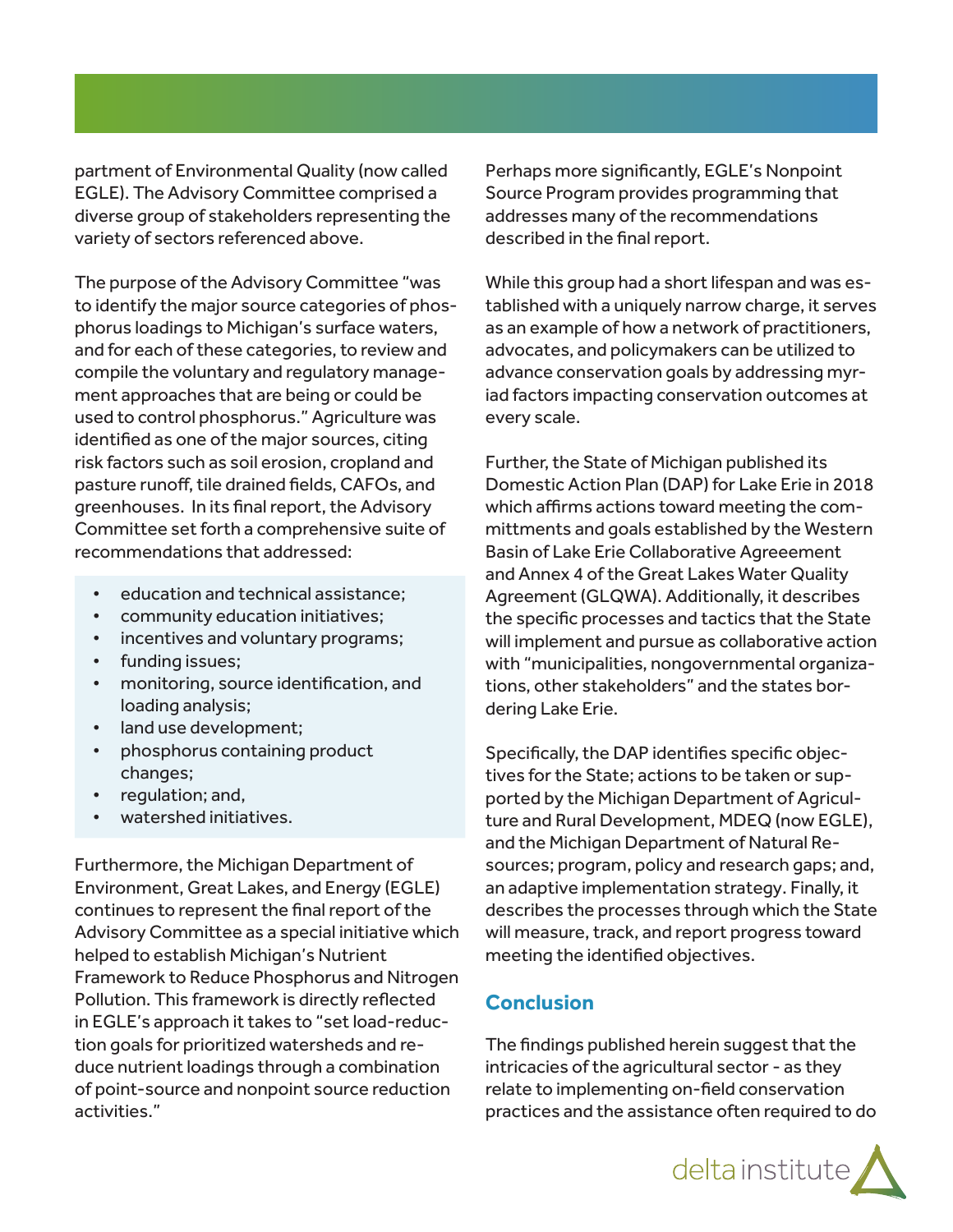partment of Environmental Quality (now called EGLE). The Advisory Committee comprised a diverse group of stakeholders representing the variety of sectors referenced above.

The purpose of the Advisory Committee "was to identify the major source categories of phosphorus loadings to Michigan's surface waters, and for each of these categories, to review and compile the voluntary and regulatory management approaches that are being or could be used to control phosphorus." Agriculture was identified as one of the major sources, citing risk factors such as soil erosion, cropland and pasture runoff, tile drained fields, CAFOs, and greenhouses. In its final report, the Advisory Committee set forth a comprehensive suite of recommendations that addressed:

- education and technical assistance;
- community education initiatives;
- incentives and voluntary programs;
- funding issues;
- monitoring, source identification, and loading analysis;
- land use development;
- phosphorus containing product changes;
- regulation; and,
- watershed initiatives.

Furthermore, the Michigan Department of Environment, Great Lakes, and Energy (EGLE) continues to represent the final report of the Advisory Committee as a special initiative which helped to establish Michigan's Nutrient Framework to Reduce Phosphorus and Nitrogen Pollution. This framework is directly reflected in EGLE's approach it takes to "set load-reduction goals for prioritized watersheds and reduce nutrient loadings through a combination of point-source and nonpoint source reduction activities."

Perhaps more significantly, EGLE's Nonpoint Source Program provides programming that addresses many of the recommendations described in the final report.

While this group had a short lifespan and was established with a uniquely narrow charge, it serves as an example of how a network of practitioners, advocates, and policymakers can be utilized to advance conservation goals by addressing myriad factors impacting conservation outcomes at every scale.

Further, the State of Michigan published its Domestic Action Plan (DAP) for Lake Erie in 2018 which affirms actions toward meeting the committments and goals established by the Western Basin of Lake Erie Collaborative Agreeement and Annex 4 of the Great Lakes Water Quality Agreement (GLQWA). Additionally, it describes the specific processes and tactics that the State will implement and pursue as collaborative action with "municipalities, nongovernmental organizations, other stakeholders" and the states bordering Lake Erie.

Specifically, the DAP identifies specific objectives for the State; actions to be taken or supported by the Michigan Department of Agriculture and Rural Development, MDEQ (now EGLE), and the Michigan Department of Natural Resources; program, policy and research gaps; and, an adaptive implementation strategy. Finally, it describes the processes through which the State will measure, track, and report progress toward meeting the identified objectives.

## Conclusion

The findings published herein suggest that the intricacies of the agricultural sector - as they relate to implementing on-field conservation practices and the assistance often required to do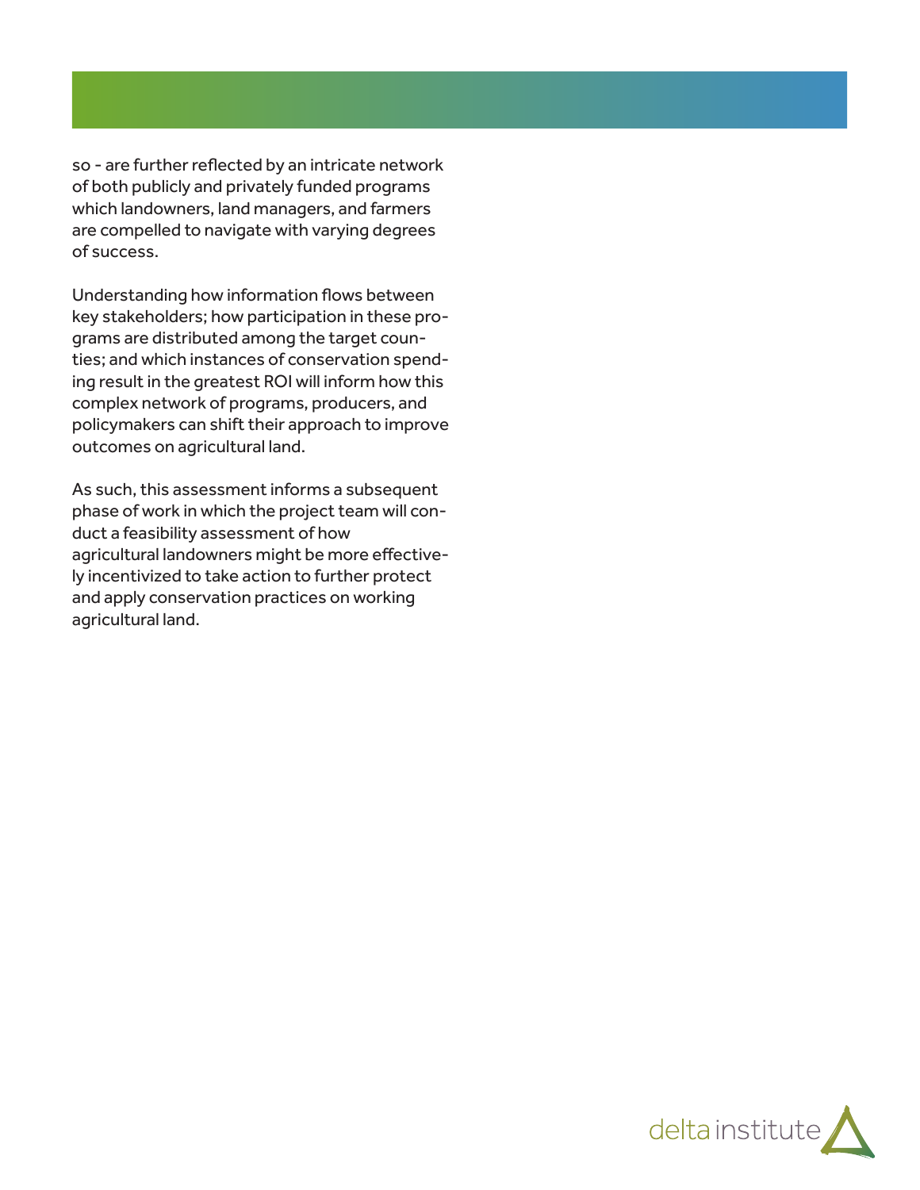so - are further reflected by an intricate network of both publicly and privately funded programs which landowners, land managers, and farmers are compelled to navigate with varying degrees of success.

Understanding how information flows between key stakeholders; how participation in these programs are distributed among the target counties; and which instances of conservation spending result in the greatest ROI will inform how this complex network of programs, producers, and policymakers can shift their approach to improve outcomes on agricultural land.

As such, this assessment informs a subsequent phase of work in which the project team will conduct a feasibility assessment of how agricultural landowners might be more effectively incentivized to take action to further protect and apply conservation practices on working agricultural land.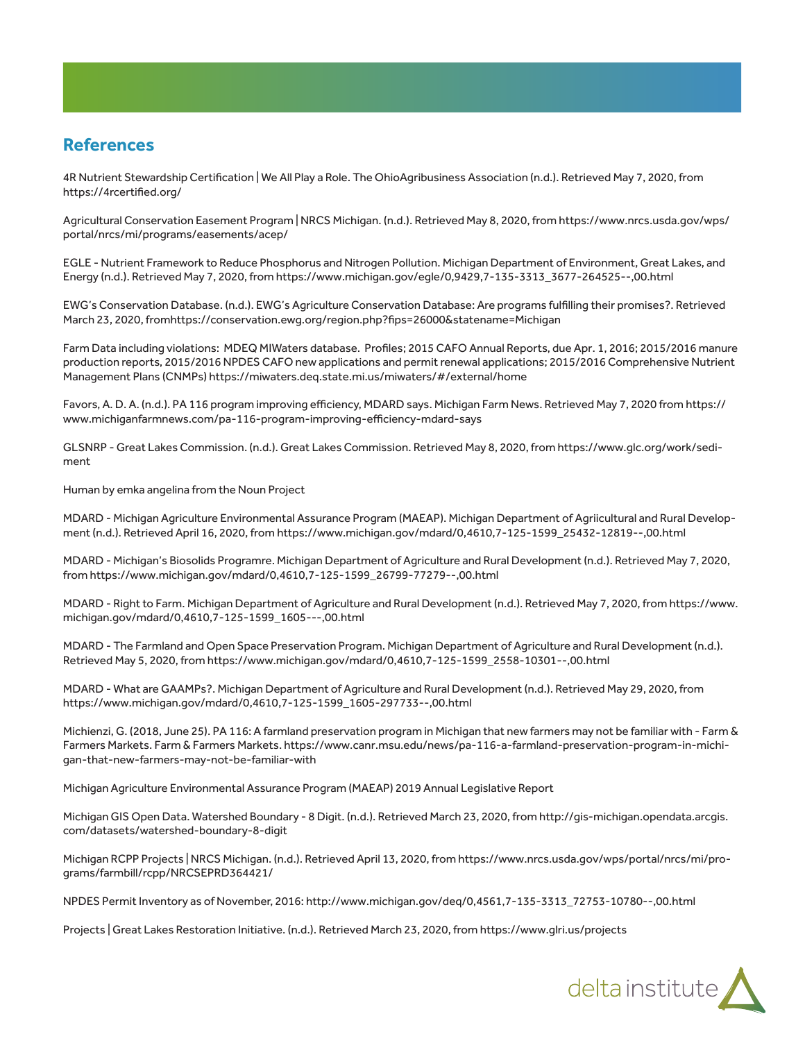## References

4R Nutrient Stewardship Certification | We All Play a Role. The OhioAgribusiness Association (n.d.). Retrieved May 7, 2020, from https://4rcertified.org/

Agricultural Conservation Easement Program | NRCS Michigan. (n.d.). Retrieved May 8, 2020, from https://www.nrcs.usda.gov/wps/portal/nrcs/mi/programs/easements/acep/

EGLE - Nutrient Framework to Reduce Phosphorus and Nitrogen Pollution. Michigan Department of Environment, Great Lakes, and Energy (n.d.). Retrieved May 7, 2020, from https://www.michigan.gov/egle/0,9429,7-135-3313_3677-264525--,00.html

EWG's Conservation Database. (n.d.). EWG's Agriculture Conservation Database: Are programs fulfilling their promises?. Retrieved March 23, 2020, fromhttps://conservation.ewg.org/region.php?fips=26000&statename=Michigan

Farm Data including violations: MDEQ MIWaters database. Profiles; 2015 CAFO Annual Reports, due Apr. 1, 2016; 2015/2016 manure production reports, 2015/2016 NPDES CAFO new applications and permit renewal applications; 2015/2016 Comprehensive Nutrient Management Plans (CNMPs) https://miwaters.deq.state.mi.us/miwaters/#/external/home

Favors, A. D. A. (n.d.). PA 116 program improving efficiency, MDARD says. Michigan Farm News. Retrieved May 7, 2020 from https://www.michiganfarmnews.com/pa-116-program-improving-efficiency-mdard-says

GLSNRP - Great Lakes Commission. (n.d.). Great Lakes Commission. Retrieved May 8, 2020, from https://www.glc.org/work/sediment

Human by emka angelina from the Noun Project

MDARD - Michigan Agriculture Environmental Assurance Program (MAEAP). Michigan Department of Agriicultural and Rural Development (n.d.). Retrieved April 16, 2020, from https://www.michigan.gov/mdard/0,4610,7-125-1599_25432-12819--,00.html

MDARD - Michigan's Biosolids Programre. Michigan Department of Agriculture and Rural Development (n.d.). Retrieved May 7, 2020, from https://www.michigan.gov/mdard/0,4610,7-125-1599_26799-77279--,00.html

MDARD - Right to Farm. Michigan Department of Agriculture and Rural Development (n.d.). Retrieved May 7, 2020, from https://www.michigan.gov/mdard/0,4610,7-125-1599_1605---,00.html

MDARD - The Farmland and Open Space Preservation Program. Michigan Department of Agriculture and Rural Development (n.d.). Retrieved May 5, 2020, from https://www.michigan.gov/mdard/0,4610,7-125-1599_2558-10301--,00.html

MDARD - What are GAAMPs?. Michigan Department of Agriculture and Rural Development (n.d.). Retrieved May 29, 2020, from https://www.michigan.gov/mdard/0,4610,7-125-1599_1605-297733--,00.html

Michienzi, G. (2018, June 25). PA 116: A farmland preservation program in Michigan that new farmers may not be familiar with - Farm & Farmers Markets. Farm & Farmers Markets. https://www.canr.msu.edu/news/pa-116-a-farmland-preservation-program-in-michigan-that-new-farmers-may-not-be-familiar-with

Michigan Agriculture Environmental Assurance Program (MAEAP) 2019 Annual Legislative Report

Michigan GIS Open Data. Watershed Boundary - 8 Digit. (n.d.). Retrieved March 23, 2020, from http://gis-michigan.opendata.arcgis.com/datasets/watershed-boundary-8-digit

Michigan RCPP Projects | NRCS Michigan. (n.d.). Retrieved April 13, 2020, from https://www.nrcs.usda.gov/wps/portal/nrcs/mi/programs/farmbill/rcpp/NRCSEPRD364421/

NPDES Permit Inventory as of November, 2016: http://www.michigan.gov/deq/0,4561,7-135-3313_72753-10780--,00.html

Projects | Great Lakes Restoration Initiative. (n.d.). Retrieved March 23, 2020, from https://www.glri.us/projects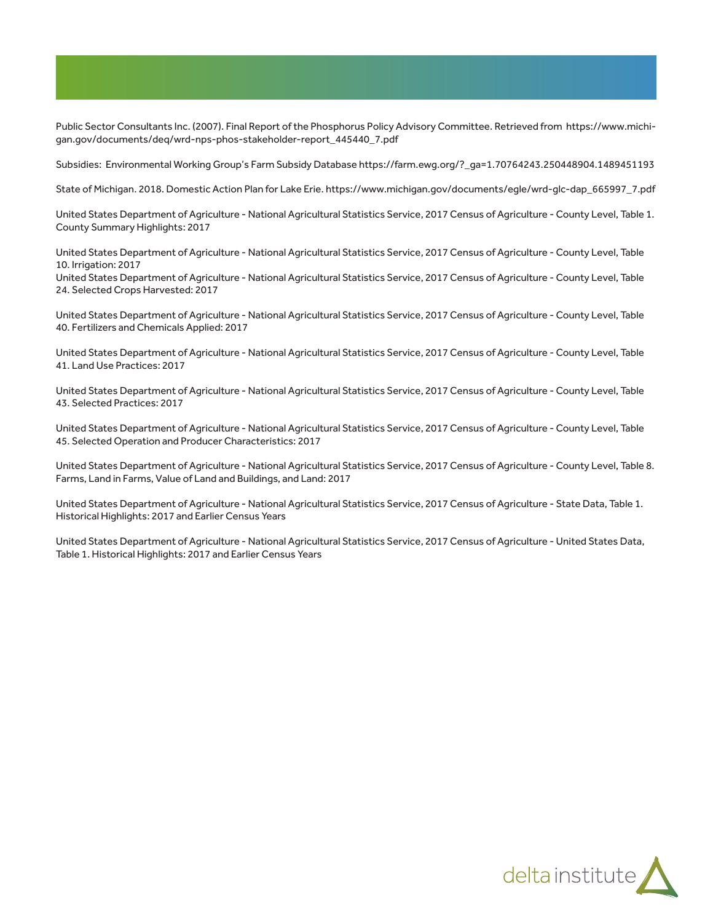Public Sector Consultants Inc. (2007). Final Report of the Phosphorus Policy Advisory Committee. Retrieved from https://www.michigan.gov/documents/deq/wrd-nps-phos-stakeholder-report_445440_7.pdf

Subsidies: Environmental Working Group's Farm Subsidy Database https://farm.ewg.org/?_ga=1.70764243.250448904.1489451193

State of Michigan. 2018. Domestic Action Plan for Lake Erie. https://www.michigan.gov/documents/egle/wrd-glc-dap_665997_7.pdf

United States Department of Agriculture - National Agricultural Statistics Service, 2017 Census of Agriculture - County Level, Table 1. County Summary Highlights: 2017

United States Department of Agriculture - National Agricultural Statistics Service, 2017 Census of Agriculture - County Level, Table 10. Irrigation: 2017

United States Department of Agriculture - National Agricultural Statistics Service, 2017 Census of Agriculture - County Level, Table 24. Selected Crops Harvested: 2017

United States Department of Agriculture - National Agricultural Statistics Service, 2017 Census of Agriculture - County Level, Table 40. Fertilizers and Chemicals Applied: 2017

United States Department of Agriculture - National Agricultural Statistics Service, 2017 Census of Agriculture - County Level, Table 41. Land Use Practices: 2017

United States Department of Agriculture - National Agricultural Statistics Service, 2017 Census of Agriculture - County Level, Table 43. Selected Practices: 2017

United States Department of Agriculture - National Agricultural Statistics Service, 2017 Census of Agriculture - County Level, Table 45. Selected Operation and Producer Characteristics: 2017

United States Department of Agriculture - National Agricultural Statistics Service, 2017 Census of Agriculture - County Level, Table 8. Farms, Land in Farms, Value of Land and Buildings, and Land: 2017

United States Department of Agriculture - National Agricultural Statistics Service, 2017 Census of Agriculture - State Data, Table 1. Historical Highlights: 2017 and Earlier Census Years

United States Department of Agriculture - National Agricultural Statistics Service, 2017 Census of Agriculture - United States Data, Table 1. Historical Highlights: 2017 and Earlier Census Years